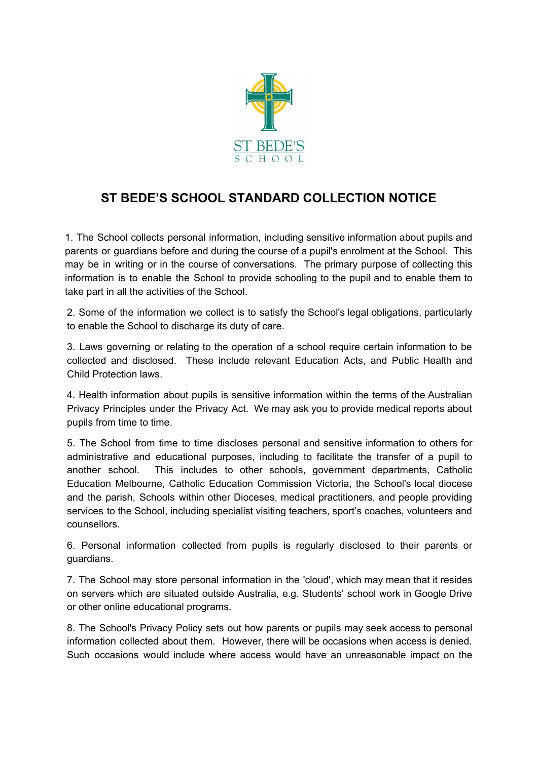ST BEDE'S SCHOOL

# ST BEDE'S SCHOOL STANDARD COLLECTION NOTICE

1. The School collects personal information, including sensitive information about pupils and parents or guardians before and during the course of a pupil's enrolment at the School. This may be in writing or in the course of conversations. The primary purpose of collecting this information is to enable the School to provide schooling to the pupil and to enable them to take part in all the activities of the School.

2. Some of the information we collect is to satisfy the School's legal obligations, particularly to enable the School to discharge its duty of care.

3. Laws governing or relating to the operation of a school require certain information to be collected and disclosed. These include relevant Education Acts, and Public Health and Child Protection laws.

4. Health information about pupils is sensitive information within the terms of the Australian Privacy Principles under the Privacy Act. We may ask you to provide medical reports about pupils from time to time.

5. The School from time to time discloses personal and sensitive information to others for administrative and educational purposes, including to facilitate the transfer of a pupil to another school. This includes to other schools, government departments, Catholic Education Melbourne, Catholic Education Commission Victoria, the School's local diocese and the parish, Schools within other Dioceses, medical practitioners, and people providing services to the School, including specialist visiting teachers, sport's coaches, volunteers and counsellors.

6. Personal information collected from pupils is regularly disclosed to their parents or guardians.

7. The School may store personal information in the 'cloud', which may mean that it resides on servers which are situated outside Australia, e.g. Students' school work in Google Drive or other online educational programs.

8. The School's Privacy Policy sets out how parents or pupils may seek access to personal information collected about them. However, there will be occasions when access is denied. Such occasions would include where access would have an unreasonable impact on the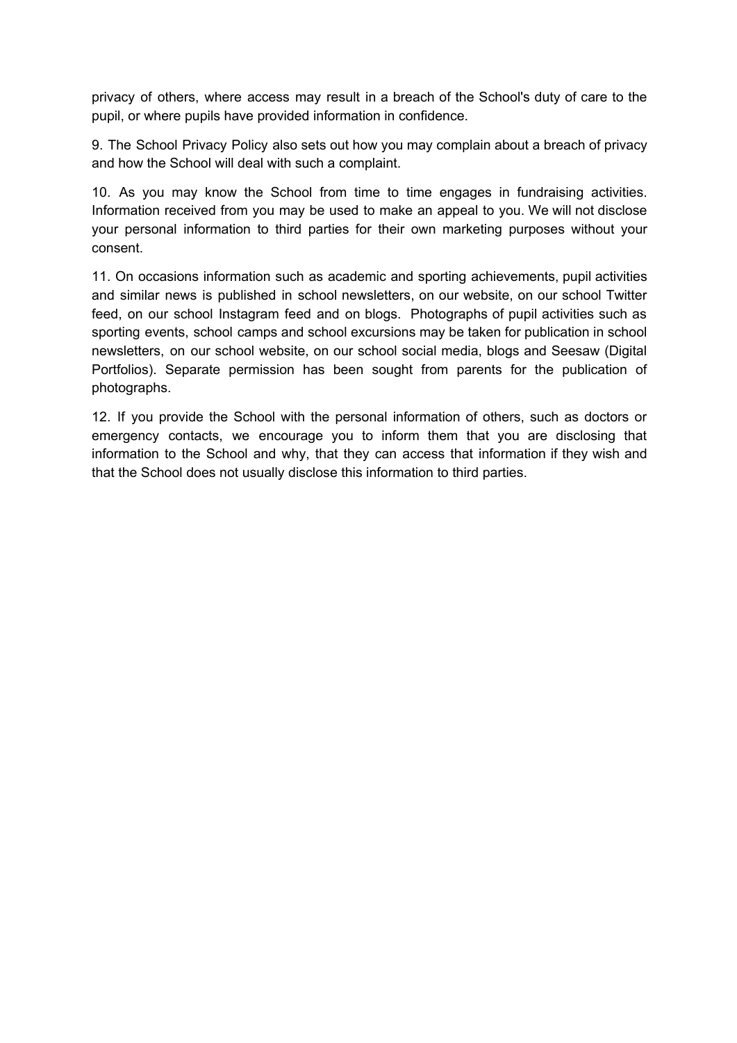privacy of others, where access may result in a breach of the School's duty of care to the pupil, or where pupils have provided information in confidence.

9. The School Privacy Policy also sets out how you may complain about a breach of privacy and how the School will deal with such a complaint.

10. As you may know the School from time to time engages in fundraising activities. Information received from you may be used to make an appeal to you. We will not disclose your personal information to third parties for their own marketing purposes without your consent.

11. On occasions information such as academic and sporting achievements, pupil activities and similar news is published in school newsletters, on our website, on our school Twitter feed, on our school Instagram feed and on blogs. Photographs of pupil activities such as sporting events, school camps and school excursions may be taken for publication in school newsletters, on our school website, on our school social media, blogs and Seesaw (Digital Portfolios). Separate permission has been sought from parents for the publication of photographs.

12. If you provide the School with the personal information of others, such as doctors or emergency contacts, we encourage you to inform them that you are disclosing that information to the School and why, that they can access that information if they wish and that the School does not usually disclose this information to third parties.